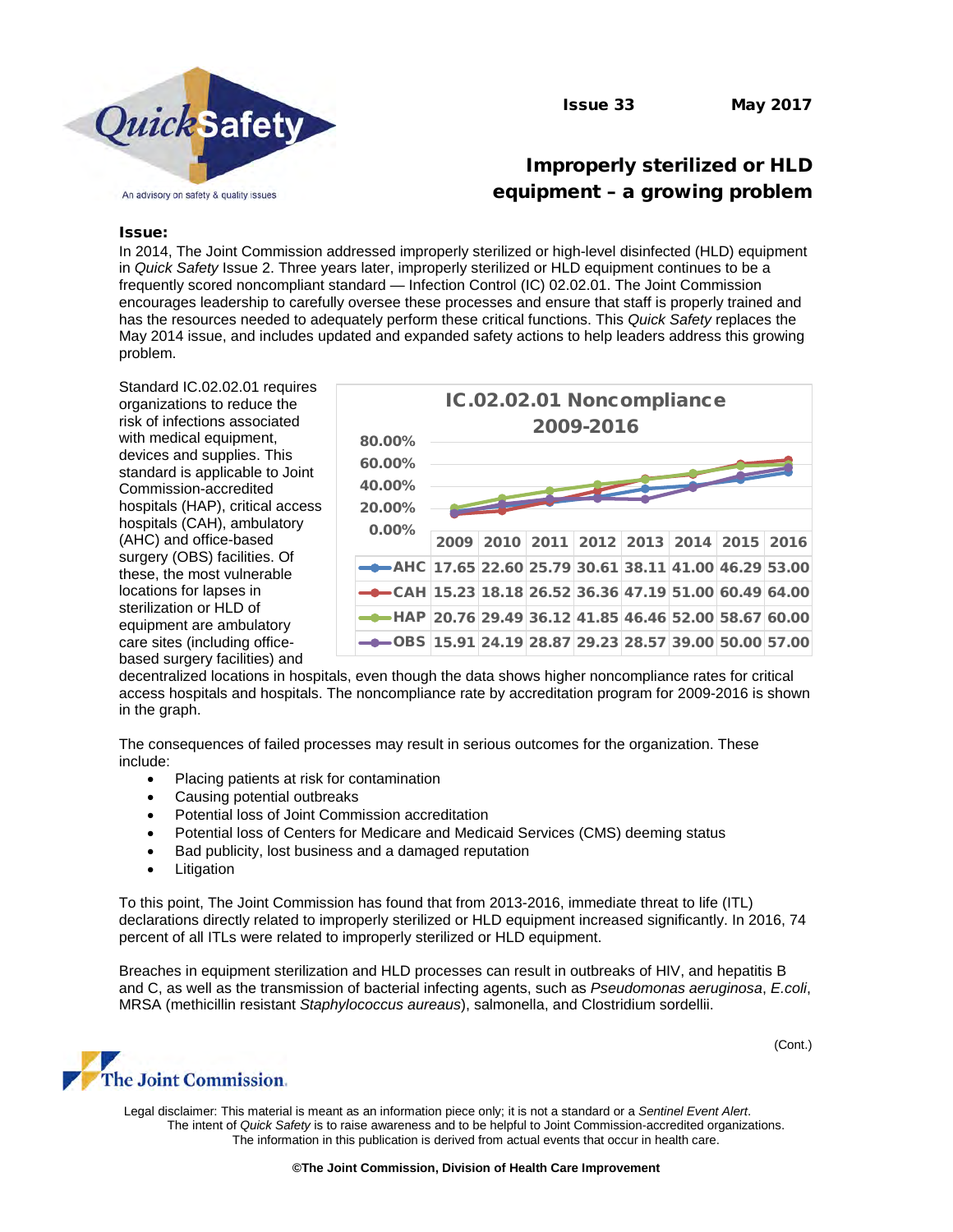Issue 33 May 2017

# Improperly sterilized or HLD equipment – a growing problem

**Issue:**

In 2014, The Joint Commission addressed improperly sterilized or high-level disinfected (HLD) equipment in *Quick Safety* Issue 2. Three years later, improperly sterilized or HLD equipment continues to be a frequently scored noncompliant standard — Infection Control (IC) 02.02.01. The Joint Commission encourages leadership to carefully oversee these processes and ensure that staff is properly trained and has the resources needed to adequately perform these critical functions. This *Quick Safety* replaces the May 2014 issue, and includes updated and expanded safety actions to help leaders address this growing problem.

Standard IC.02.02.01 requires organizations to reduce the risk of infections associated with medical equipment, devices and supplies. This standard is applicable to Joint Commission-accredited hospitals (HAP), critical access hospitals (CAH), ambulatory (AHC) and office-based surgery (OBS) facilities. Of these, the most vulnerable locations for lapses in sterilization or HLD of equipment are ambulatory care sites (including office-based surgery facilities) and decentralized locations in hospitals, even though the data shows higher noncompliance rates for critical access hospitals and hospitals. The noncompliance rate by accreditation program for 2009-2016 is shown in the graph.

**IC.02.02.01 Noncompliance 2009-2016**

| | 2009 | 2010 | 2011 | 2012 | 2013 | 2014 | 2015 | 2016 |
|---|---|---|---|---|---|---|---|---|
| AHC | 17.65 | 22.60 | 25.79 | 30.61 | 38.11 | 41.00 | 46.29 | 53.00 |
| CAH | 15.23 | 18.18 | 26.52 | 36.36 | 47.19 | 51.00 | 60.49 | 64.00 |
| HAP | 20.76 | 29.49 | 36.12 | 41.85 | 46.46 | 52.00 | 58.67 | 60.00 |
| OBS | 15.91 | 24.19 | 28.87 | 29.23 | 28.57 | 39.00 | 50.00 | 57.00 |

The consequences of failed processes may result in serious outcomes for the organization. These include:

- Placing patients at risk for contamination
- Causing potential outbreaks
- Potential loss of Joint Commission accreditation
- Potential loss of Centers for Medicare and Medicaid Services (CMS) deeming status
- Bad publicity, lost business and a damaged reputation
- Litigation

To this point, The Joint Commission has found that from 2013-2016, immediate threat to life (ITL) declarations directly related to improperly sterilized or HLD equipment increased significantly. In 2016, 74 percent of all ITLs were related to improperly sterilized or HLD equipment.

Breaches in equipment sterilization and HLD processes can result in outbreaks of HIV, and hepatitis B and C, as well as the transmission of bacterial infecting agents, such as *Pseudomonas aeruginosa*, *E.coli*, MRSA (methicillin resistant *Staphylococcus aureaus*), salmonella, and Clostridium sordellii.

(Cont.)

Legal disclaimer: This material is meant as an information piece only; it is not a standard or a *Sentinel Event Alert*. The intent of *Quick Safety* is to raise awareness and to be helpful to Joint Commission-accredited organizations. The information in this publication is derived from actual events that occur in health care.

**©The Joint Commission, Division of Health Care Improvement**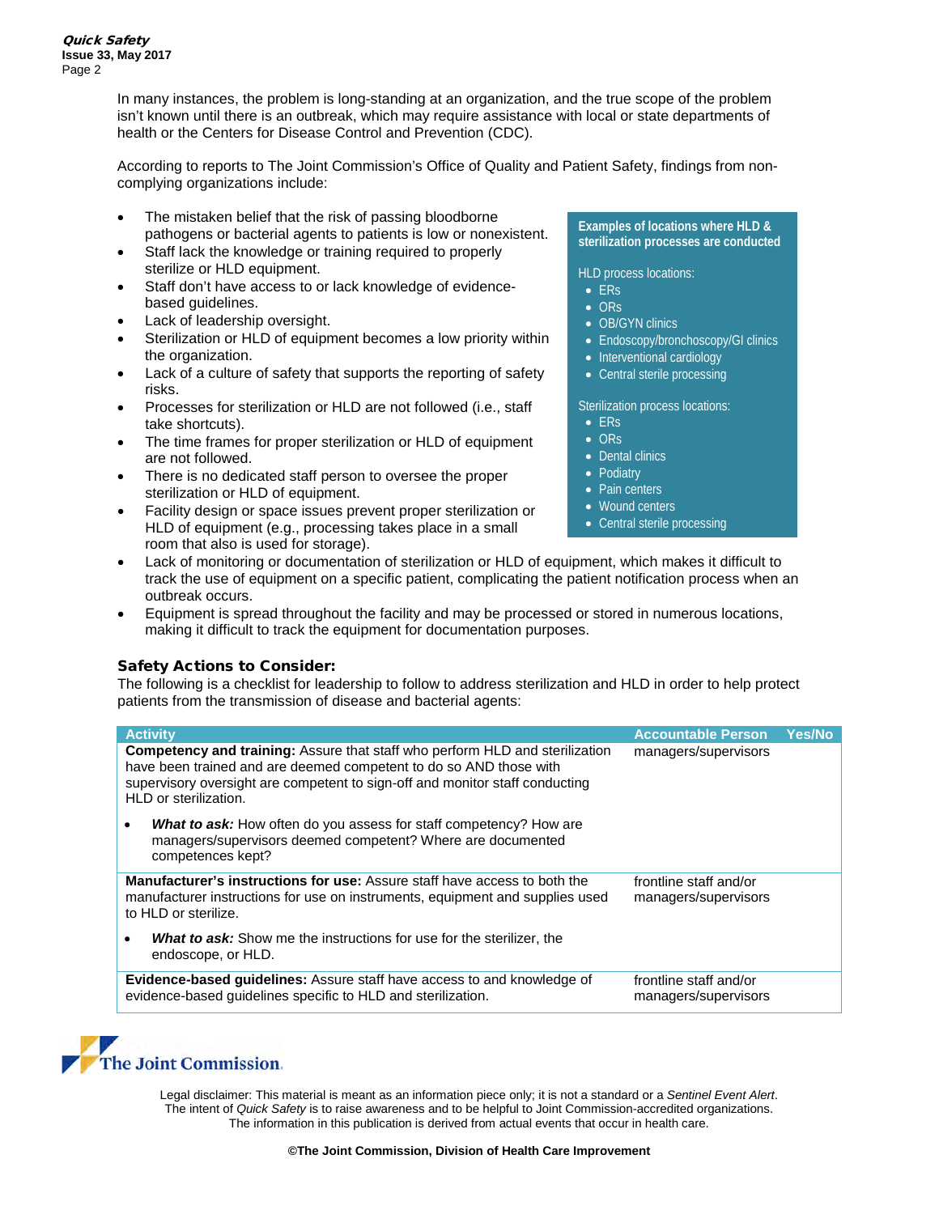In many instances, the problem is long-standing at an organization, and the true scope of the problem isn't known until there is an outbreak, which may require assistance with local or state departments of health or the Centers for Disease Control and Prevention (CDC).

According to reports to The Joint Commission's Office of Quality and Patient Safety, findings from non-complying organizations include:

- The mistaken belief that the risk of passing bloodborne pathogens or bacterial agents to patients is low or nonexistent.
- Staff lack the knowledge or training required to properly sterilize or HLD equipment.
- Staff don't have access to or lack knowledge of evidence-based guidelines.
- Lack of leadership oversight.
- Sterilization or HLD of equipment becomes a low priority within the organization.
- Lack of a culture of safety that supports the reporting of safety risks.
- Processes for sterilization or HLD are not followed (i.e., staff take shortcuts).
- The time frames for proper sterilization or HLD of equipment are not followed.
- There is no dedicated staff person to oversee the proper sterilization or HLD of equipment.
- Facility design or space issues prevent proper sterilization or HLD of equipment (e.g., processing takes place in a small room that also is used for storage).
- Lack of monitoring or documentation of sterilization or HLD of equipment, which makes it difficult to track the use of equipment on a specific patient, complicating the patient notification process when an outbreak occurs.
- Equipment is spread throughout the facility and may be processed or stored in numerous locations, making it difficult to track the equipment for documentation purposes.

**Examples of locations where HLD & sterilization processes are conducted**

HLD process locations:

- ERs
- ORs
- OB/GYN clinics
- Endoscopy/bronchoscopy/GI clinics
- Interventional cardiology
- Central sterile processing

Sterilization process locations:

- ERs
- ORs
- Dental clinics
- Podiatry
- Pain centers
- Wound centers
- Central sterile processing

### Safety Actions to Consider:

The following is a checklist for leadership to follow to address sterilization and HLD in order to help protect patients from the transmission of disease and bacterial agents:

| Activity | Accountable Person | Yes/No |
|---|---|---|
| **Competency and training:** Assure that staff who perform HLD and sterilization have been trained and are deemed competent to do so AND those with supervisory oversight are competent to sign-off and monitor staff conducting HLD or sterilization. <br><br> • ***What to ask:*** How often do you assess for staff competency? How are managers/supervisors deemed competent? Where are documented competences kept? | managers/supervisors | |
| **Manufacturer's instructions for use:** Assure staff have access to both the manufacturer instructions for use on instruments, equipment and supplies used to HLD or sterilize. <br><br> • ***What to ask:*** Show me the instructions for use for the sterilizer, the endoscope, or HLD. | frontline staff and/or managers/supervisors | |
| **Evidence-based guidelines:** Assure staff have access to and knowledge of evidence-based guidelines specific to HLD and sterilization. | frontline staff and/or managers/supervisors | |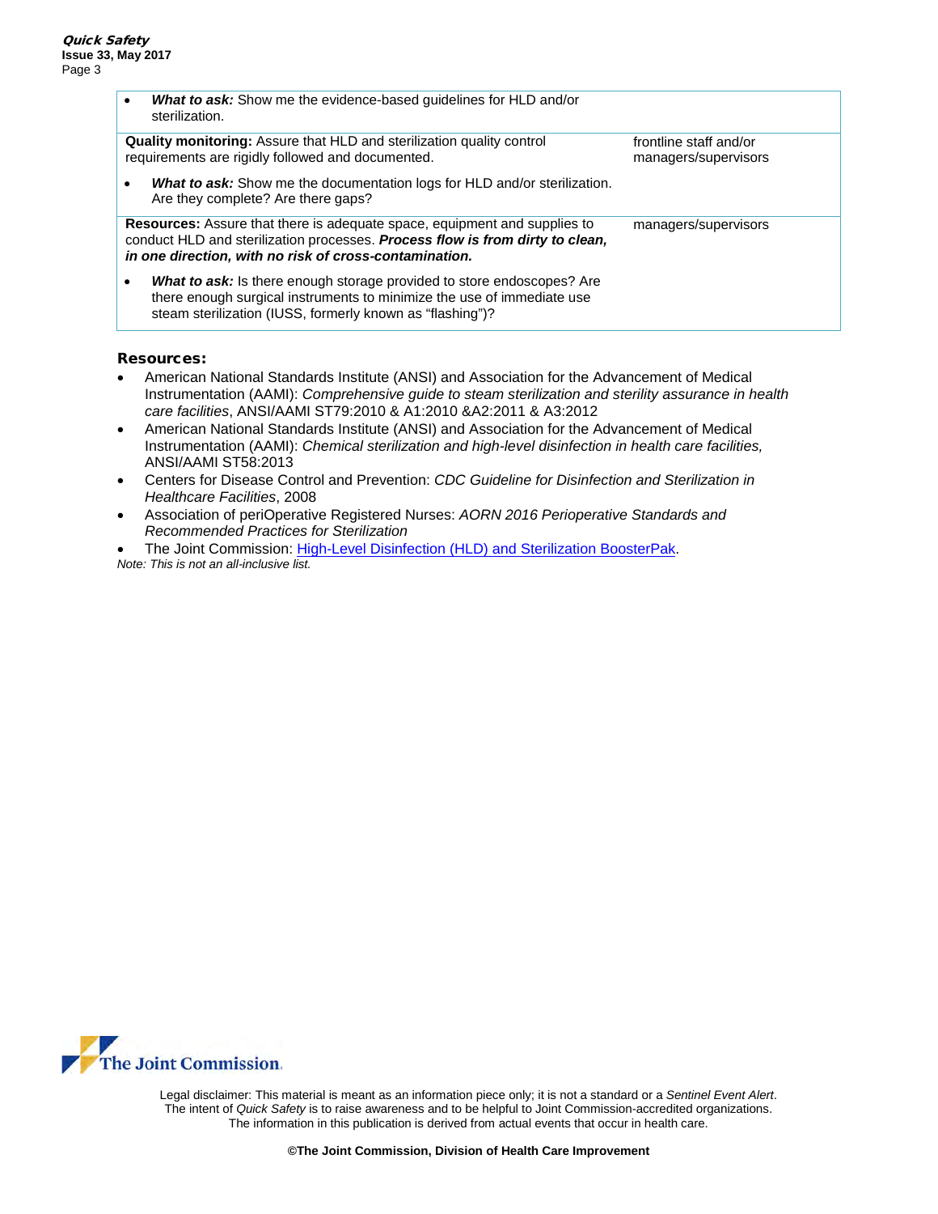| | |
|---|---|
| • ***What to ask:*** Show me the evidence-based guidelines for HLD and/or sterilization. | |
| **Quality monitoring:** Assure that HLD and sterilization quality control requirements are rigidly followed and documented.<br>• ***What to ask:*** Show me the documentation logs for HLD and/or sterilization. Are they complete? Are there gaps? | frontline staff and/or managers/supervisors |
| **Resources:** Assure that there is adequate space, equipment and supplies to conduct HLD and sterilization processes. ***Process flow is from dirty to clean, in one direction, with no risk of cross-contamination.***<br>• ***What to ask:*** Is there enough storage provided to store endoscopes? Are there enough surgical instruments to minimize the use of immediate use steam sterilization (IUSS, formerly known as "flashing")? | managers/supervisors |

## Resources:

- American National Standards Institute (ANSI) and Association for the Advancement of Medical Instrumentation (AAMI): *Comprehensive guide to steam sterilization and sterility assurance in health care facilities*, ANSI/AAMI ST79:2010 & A1:2010 &A2:2011 & A3:2012
- American National Standards Institute (ANSI) and Association for the Advancement of Medical Instrumentation (AAMI): *Chemical sterilization and high-level disinfection in health care facilities,* ANSI/AAMI ST58:2013
- Centers for Disease Control and Prevention: *CDC Guideline for Disinfection and Sterilization in Healthcare Facilities*, 2008
- Association of periOperative Registered Nurses: *AORN 2016 Perioperative Standards and Recommended Practices for Sterilization*
- The Joint Commission: High-Level Disinfection (HLD) and Sterilization BoosterPak.

*Note: This is not an all-inclusive list.*

The Joint Commission

Legal disclaimer: This material is meant as an information piece only; it is not a standard or a *Sentinel Event Alert*. The intent of *Quick Safety* is to raise awareness and to be helpful to Joint Commission-accredited organizations. The information in this publication is derived from actual events that occur in health care.

**©The Joint Commission, Division of Health Care Improvement**